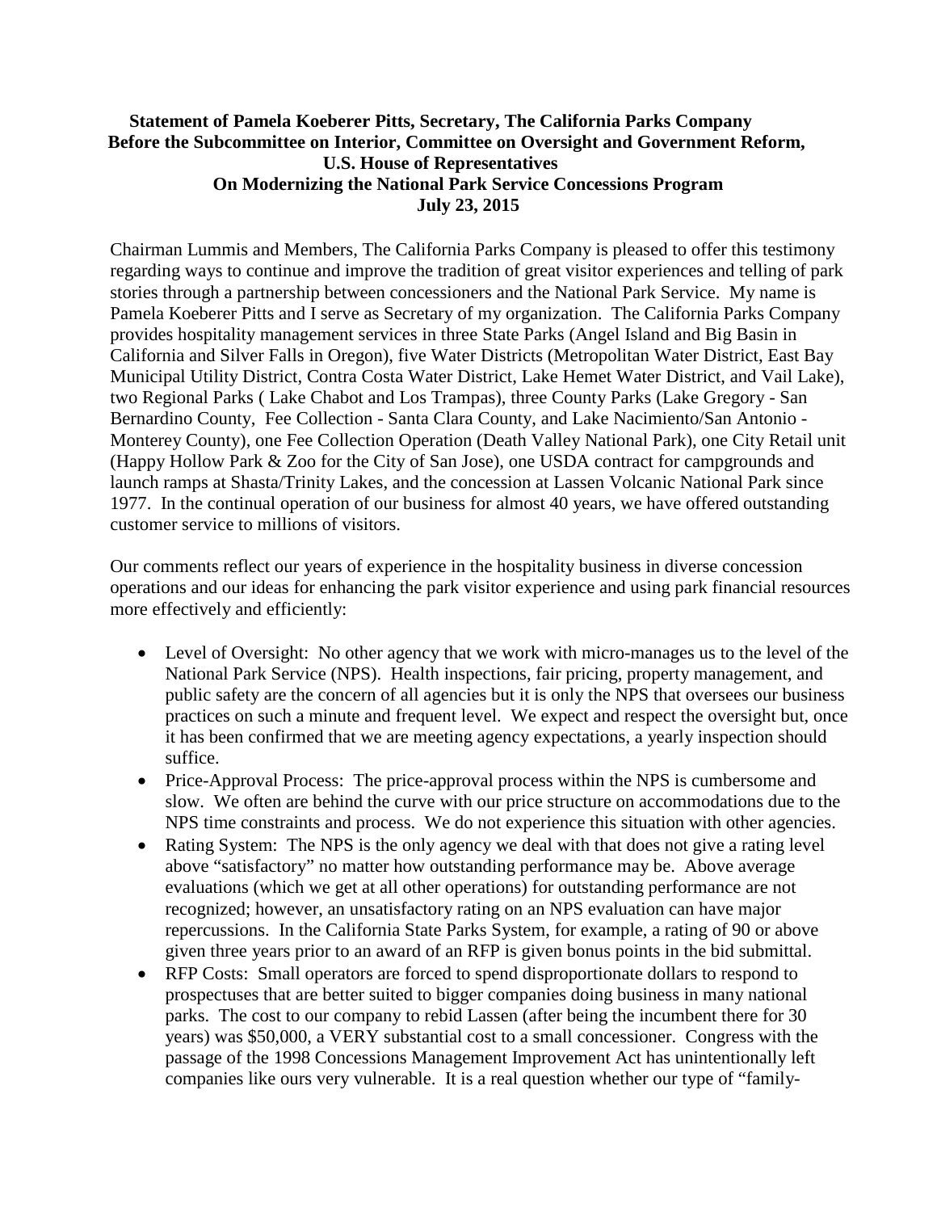**Statement of Pamela Koeberer Pitts, Secretary, The California Parks Company**
**Before the Subcommittee on Interior, Committee on Oversight and Government Reform,**
**U.S. House of Representatives**
**On Modernizing the National Park Service Concessions Program**
**July 23, 2015**

Chairman Lummis and Members, The California Parks Company is pleased to offer this testimony regarding ways to continue and improve the tradition of great visitor experiences and telling of park stories through a partnership between concessioners and the National Park Service. My name is Pamela Koeberer Pitts and I serve as Secretary of my organization. The California Parks Company provides hospitality management services in three State Parks (Angel Island and Big Basin in California and Silver Falls in Oregon), five Water Districts (Metropolitan Water District, East Bay Municipal Utility District, Contra Costa Water District, Lake Hemet Water District, and Vail Lake), two Regional Parks ( Lake Chabot and Los Trampas), three County Parks (Lake Gregory - San Bernardino County, Fee Collection - Santa Clara County, and Lake Nacimiento/San Antonio - Monterey County), one Fee Collection Operation (Death Valley National Park), one City Retail unit (Happy Hollow Park & Zoo for the City of San Jose), one USDA contract for campgrounds and launch ramps at Shasta/Trinity Lakes, and the concession at Lassen Volcanic National Park since 1977. In the continual operation of our business for almost 40 years, we have offered outstanding customer service to millions of visitors.

Our comments reflect our years of experience in the hospitality business in diverse concession operations and our ideas for enhancing the park visitor experience and using park financial resources more effectively and efficiently:

- Level of Oversight: No other agency that we work with micro-manages us to the level of the National Park Service (NPS). Health inspections, fair pricing, property management, and public safety are the concern of all agencies but it is only the NPS that oversees our business practices on such a minute and frequent level. We expect and respect the oversight but, once it has been confirmed that we are meeting agency expectations, a yearly inspection should suffice.
- Price-Approval Process: The price-approval process within the NPS is cumbersome and slow. We often are behind the curve with our price structure on accommodations due to the NPS time constraints and process. We do not experience this situation with other agencies.
- Rating System: The NPS is the only agency we deal with that does not give a rating level above "satisfactory" no matter how outstanding performance may be. Above average evaluations (which we get at all other operations) for outstanding performance are not recognized; however, an unsatisfactory rating on an NPS evaluation can have major repercussions. In the California State Parks System, for example, a rating of 90 or above given three years prior to an award of an RFP is given bonus points in the bid submittal.
- RFP Costs: Small operators are forced to spend disproportionate dollars to respond to prospectuses that are better suited to bigger companies doing business in many national parks. The cost to our company to rebid Lassen (after being the incumbent there for 30 years) was $50,000, a VERY substantial cost to a small concessioner. Congress with the passage of the 1998 Concessions Management Improvement Act has unintentionally left companies like ours very vulnerable. It is a real question whether our type of "family-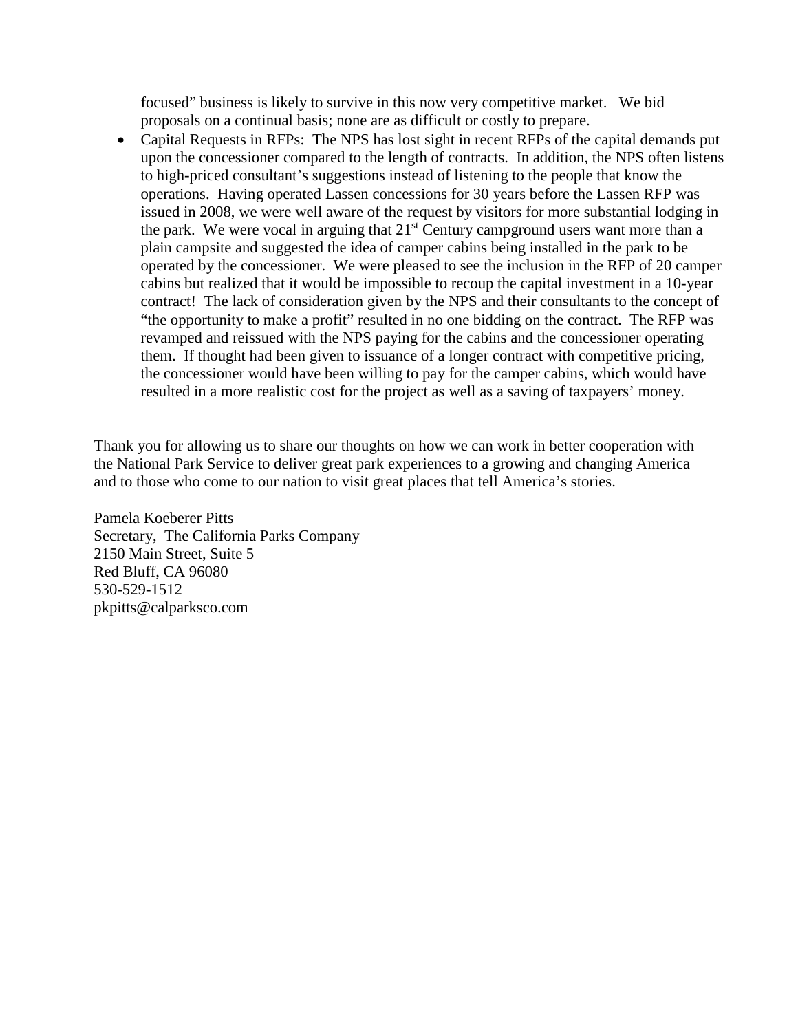focused" business is likely to survive in this now very competitive market. We bid proposals on a continual basis; none are as difficult or costly to prepare.

- Capital Requests in RFPs: The NPS has lost sight in recent RFPs of the capital demands put upon the concessioner compared to the length of contracts. In addition, the NPS often listens to high-priced consultant's suggestions instead of listening to the people that know the operations. Having operated Lassen concessions for 30 years before the Lassen RFP was issued in 2008, we were well aware of the request by visitors for more substantial lodging in the park. We were vocal in arguing that 21st Century campground users want more than a plain campsite and suggested the idea of camper cabins being installed in the park to be operated by the concessioner. We were pleased to see the inclusion in the RFP of 20 camper cabins but realized that it would be impossible to recoup the capital investment in a 10-year contract! The lack of consideration given by the NPS and their consultants to the concept of "the opportunity to make a profit" resulted in no one bidding on the contract. The RFP was revamped and reissued with the NPS paying for the cabins and the concessioner operating them. If thought had been given to issuance of a longer contract with competitive pricing, the concessioner would have been willing to pay for the camper cabins, which would have resulted in a more realistic cost for the project as well as a saving of taxpayers' money.

Thank you for allowing us to share our thoughts on how we can work in better cooperation with the National Park Service to deliver great park experiences to a growing and changing America and to those who come to our nation to visit great places that tell America's stories.

Pamela Koeberer Pitts
Secretary, The California Parks Company
2150 Main Street, Suite 5
Red Bluff, CA 96080
530-529-1512
pkpitts@calparksco.com